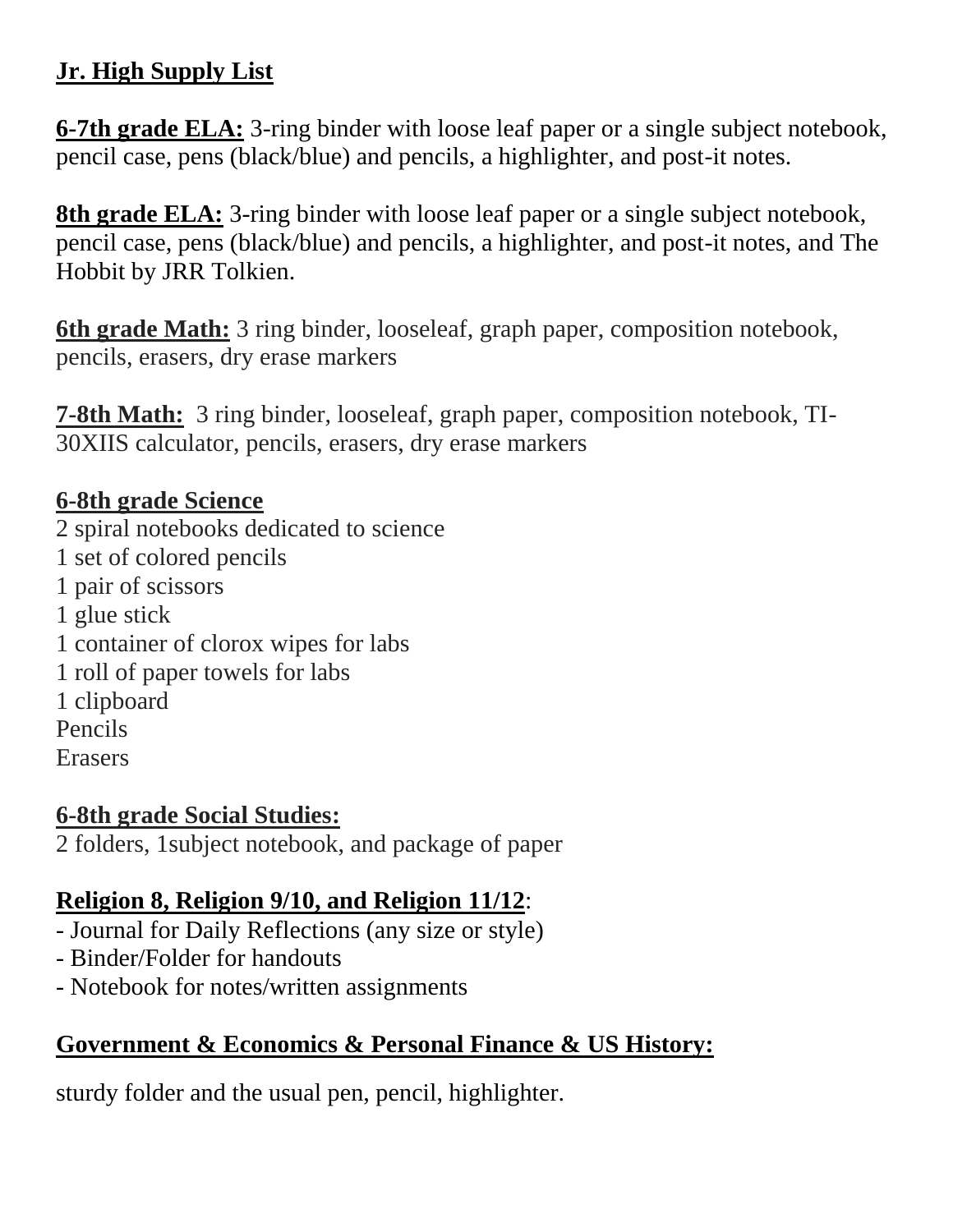**Jr. High Supply List**

**6-7th grade ELA:** 3-ring binder with loose leaf paper or a single subject notebook, pencil case, pens (black/blue) and pencils, a highlighter, and post-it notes.

**8th grade ELA:** 3-ring binder with loose leaf paper or a single subject notebook, pencil case, pens (black/blue) and pencils, a highlighter, and post-it notes, and The Hobbit by JRR Tolkien.

**6th grade Math:** 3 ring binder, looseleaf, graph paper, composition notebook, pencils, erasers, dry erase markers

**7-8th Math:** 3 ring binder, looseleaf, graph paper, composition notebook, TI-30XIIS calculator, pencils, erasers, dry erase markers

**6-8th grade Science**

2 spiral notebooks dedicated to science
1 set of colored pencils
1 pair of scissors
1 glue stick
1 container of clorox wipes for labs
1 roll of paper towels for labs
1 clipboard
Pencils
Erasers

**6-8th grade Social Studies:**

2 folders, 1subject notebook, and package of paper

**Religion 8, Religion 9/10, and Religion 11/12**:

- Journal for Daily Reflections (any size or style)
- Binder/Folder for handouts
- Notebook for notes/written assignments

**Government & Economics & Personal Finance & US History:**

sturdy folder and the usual pen, pencil, highlighter.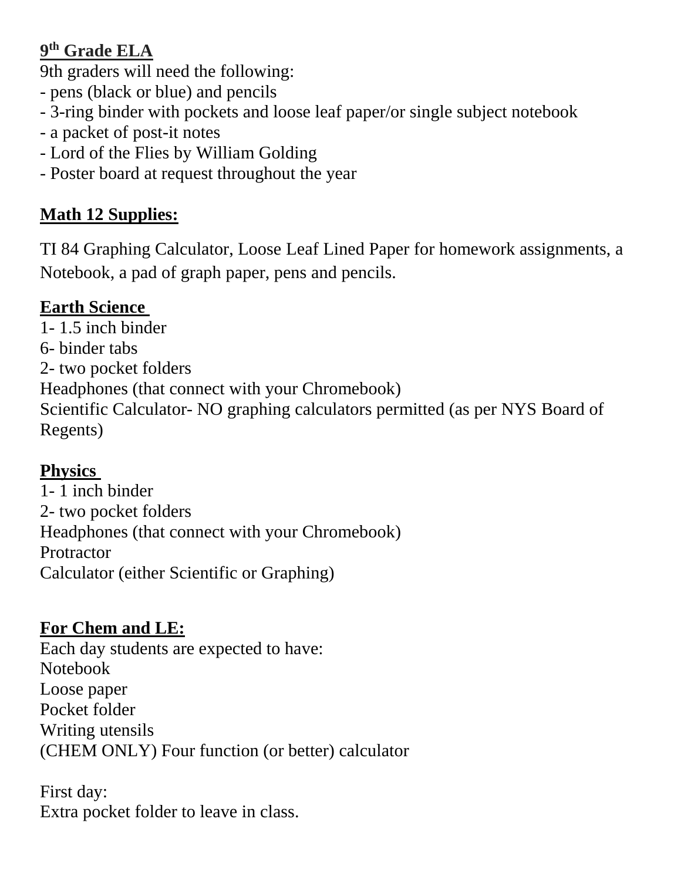**9th Grade ELA**

9th graders will need the following:

- pens (black or blue) and pencils
- 3-ring binder with pockets and loose leaf paper/or single subject notebook
- a packet of post-it notes
- Lord of the Flies by William Golding
- Poster board at request throughout the year

**Math 12 Supplies:**

TI 84 Graphing Calculator, Loose Leaf Lined Paper for homework assignments, a Notebook, a pad of graph paper, pens and pencils.

**Earth Science**

1- 1.5 inch binder
6- binder tabs
2- two pocket folders
Headphones (that connect with your Chromebook)
Scientific Calculator- NO graphing calculators permitted (as per NYS Board of Regents)

**Physics**

1- 1 inch binder
2- two pocket folders
Headphones (that connect with your Chromebook)
Protractor
Calculator (either Scientific or Graphing)

**For Chem and LE:**

Each day students are expected to have:
Notebook
Loose paper
Pocket folder
Writing utensils
(CHEM ONLY) Four function (or better) calculator

First day:
Extra pocket folder to leave in class.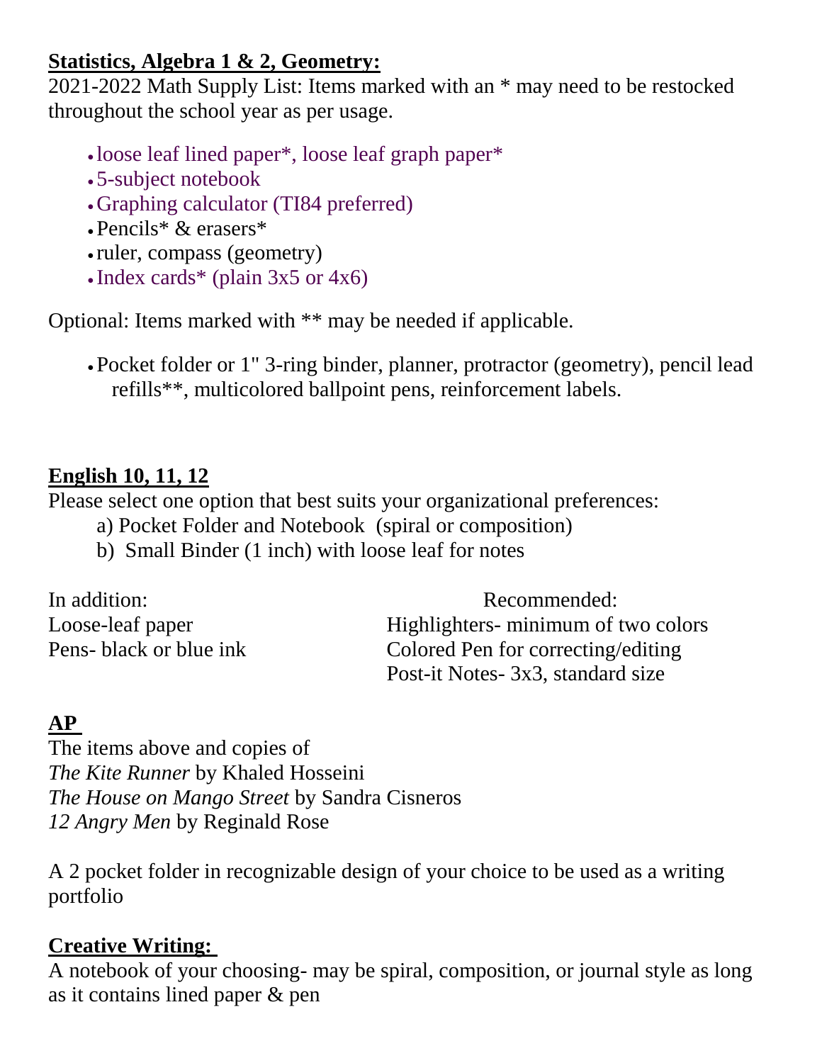**Statistics, Algebra 1 & 2, Geometry:**

2021-2022 Math Supply List: Items marked with an * may need to be restocked throughout the school year as per usage.

- loose leaf lined paper*, loose leaf graph paper*
- 5-subject notebook
- Graphing calculator (TI84 preferred)
- Pencils* & erasers*
- ruler, compass (geometry)
- Index cards* (plain 3x5 or 4x6)

Optional: Items marked with ** may be needed if applicable.

- Pocket folder or 1" 3-ring binder, planner, protractor (geometry), pencil lead refills**, multicolored ballpoint pens, reinforcement labels.

**English 10, 11, 12**

Please select one option that best suits your organizational preferences:

a) Pocket Folder and Notebook (spiral or composition)
b) Small Binder (1 inch) with loose leaf for notes

In addition:
Loose-leaf paper
Pens- black or blue ink

Recommended:
Highlighters- minimum of two colors
Colored Pen for correcting/editing
Post-it Notes- 3x3, standard size

**AP**

The items above and copies of
*The Kite Runner* by Khaled Hosseini
*The House on Mango Street* by Sandra Cisneros
*12 Angry Men* by Reginald Rose

A 2 pocket folder in recognizable design of your choice to be used as a writing portfolio

**Creative Writing:**

A notebook of your choosing- may be spiral, composition, or journal style as long as it contains lined paper & pen